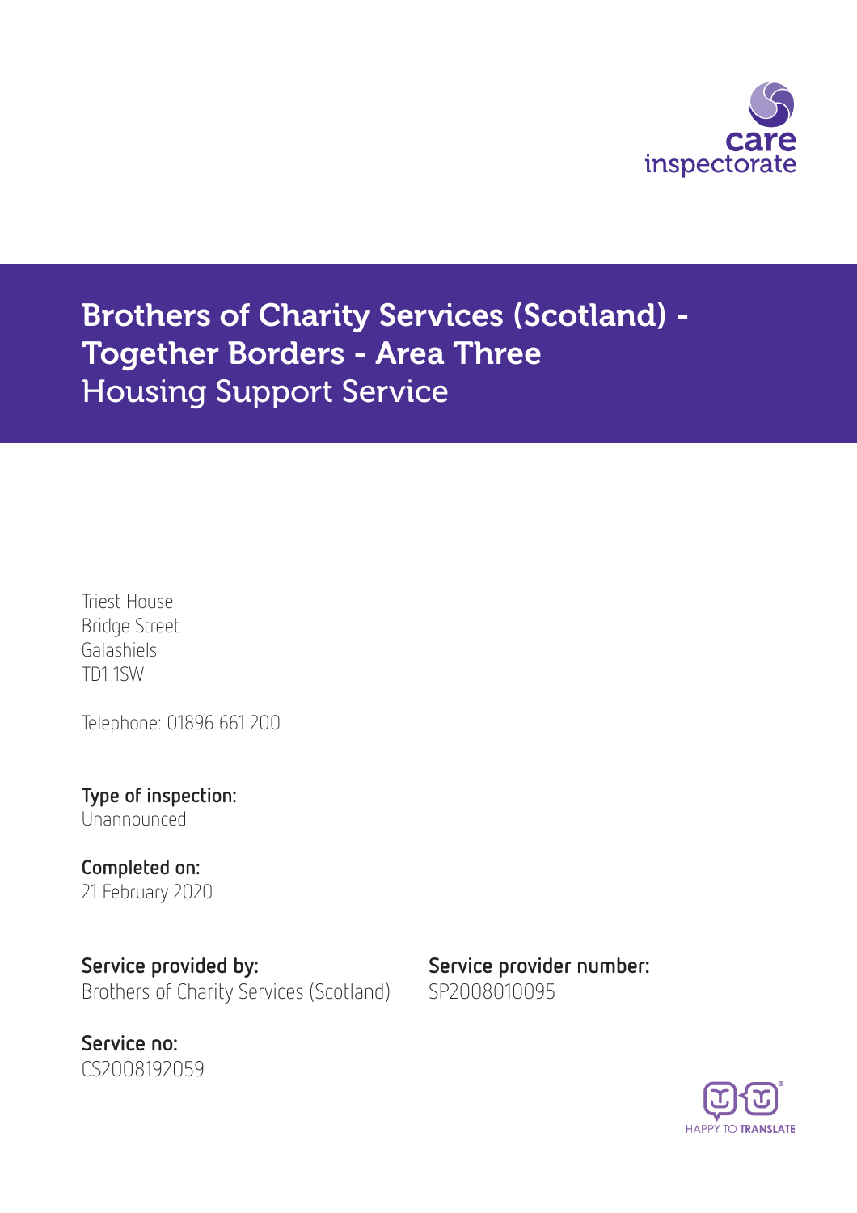care inspectorate

# Brothers of Charity Services (Scotland) - Together Borders - Area Three
## Housing Support Service

Triest House
Bridge Street
Galashiels
TD1 1SW

Telephone: 01896 661 200

**Type of inspection:**
Unannounced

**Completed on:**
21 February 2020

**Service provided by:**
Brothers of Charity Services (Scotland)

**Service provider number:**
SP2008010095

**Service no:**
CS2008192059

HAPPY TO TRANSLATE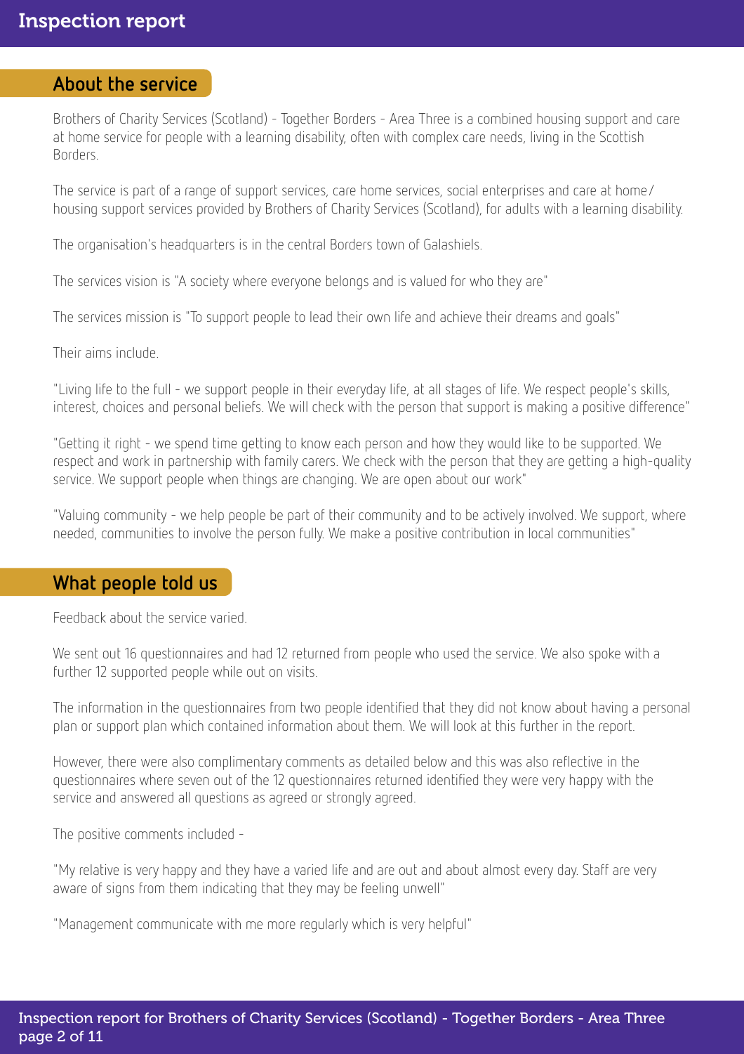## About the service

Brothers of Charity Services (Scotland) - Together Borders - Area Three is a combined housing support and care at home service for people with a learning disability, often with complex care needs, living in the Scottish Borders.

The service is part of a range of support services, care home services, social enterprises and care at home/housing support services provided by Brothers of Charity Services (Scotland), for adults with a learning disability.

The organisation's headquarters is in the central Borders town of Galashiels.

The services vision is "A society where everyone belongs and is valued for who they are"

The services mission is "To support people to lead their own life and achieve their dreams and goals"

Their aims include.

"Living life to the full - we support people in their everyday life, at all stages of life. We respect people's skills, interest, choices and personal beliefs. We will check with the person that support is making a positive difference"

"Getting it right - we spend time getting to know each person and how they would like to be supported. We respect and work in partnership with family carers. We check with the person that they are getting a high-quality service. We support people when things are changing. We are open about our work"

"Valuing community - we help people be part of their community and to be actively involved. We support, where needed, communities to involve the person fully. We make a positive contribution in local communities"

## What people told us

Feedback about the service varied.

We sent out 16 questionnaires and had 12 returned from people who used the service. We also spoke with a further 12 supported people while out on visits.

The information in the questionnaires from two people identified that they did not know about having a personal plan or support plan which contained information about them. We will look at this further in the report.

However, there were also complimentary comments as detailed below and this was also reflective in the questionnaires where seven out of the 12 questionnaires returned identified they were very happy with the service and answered all questions as agreed or strongly agreed.

The positive comments included -

"My relative is very happy and they have a varied life and are out and about almost every day. Staff are very aware of signs from them indicating that they may be feeling unwell"

"Management communicate with me more regularly which is very helpful"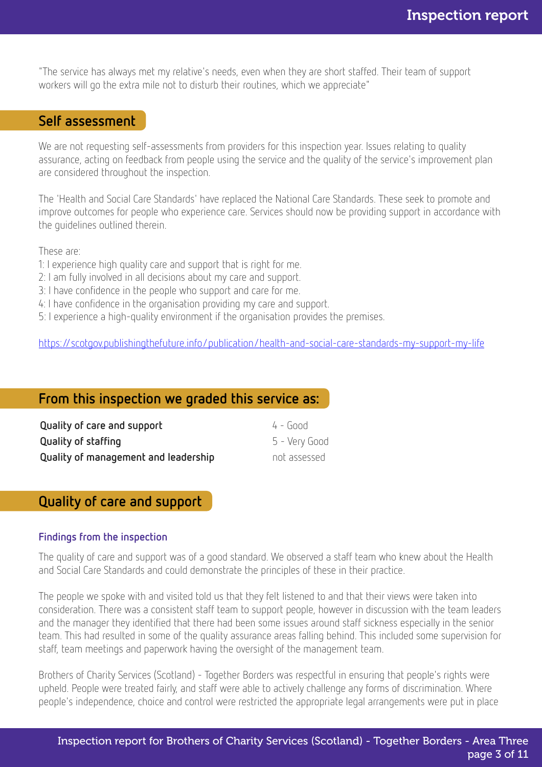"The service has always met my relative's needs, even when they are short staffed. Their team of support workers will go the extra mile not to disturb their routines, which we appreciate"

## Self assessment

We are not requesting self-assessments from providers for this inspection year. Issues relating to quality assurance, acting on feedback from people using the service and the quality of the service's improvement plan are considered throughout the inspection.

The 'Health and Social Care Standards' have replaced the National Care Standards. These seek to promote and improve outcomes for people who experience care. Services should now be providing support in accordance with the guidelines outlined therein.

These are:

1: I experience high quality care and support that is right for me.
2: I am fully involved in all decisions about my care and support.
3: I have confidence in the people who support and care for me.
4: I have confidence in the organisation providing my care and support.
5: I experience a high-quality environment if the organisation provides the premises.

https://scotgov.publishingthefuture.info/publication/health-and-social-care-standards-my-support-my-life

## From this inspection we graded this service as:

| | |
|---|---|
| **Quality of care and support** | 4 - Good |
| **Quality of staffing** | 5 - Very Good |
| **Quality of management and leadership** | not assessed |

## Quality of care and support

### Findings from the inspection

The quality of care and support was of a good standard. We observed a staff team who knew about the Health and Social Care Standards and could demonstrate the principles of these in their practice.

The people we spoke with and visited told us that they felt listened to and that their views were taken into consideration. There was a consistent staff team to support people, however in discussion with the team leaders and the manager they identified that there had been some issues around staff sickness especially in the senior team. This had resulted in some of the quality assurance areas falling behind. This included some supervision for staff, team meetings and paperwork having the oversight of the management team.

Brothers of Charity Services (Scotland) - Together Borders was respectful in ensuring that people's rights were upheld. People were treated fairly, and staff were able to actively challenge any forms of discrimination. Where people's independence, choice and control were restricted the appropriate legal arrangements were put in place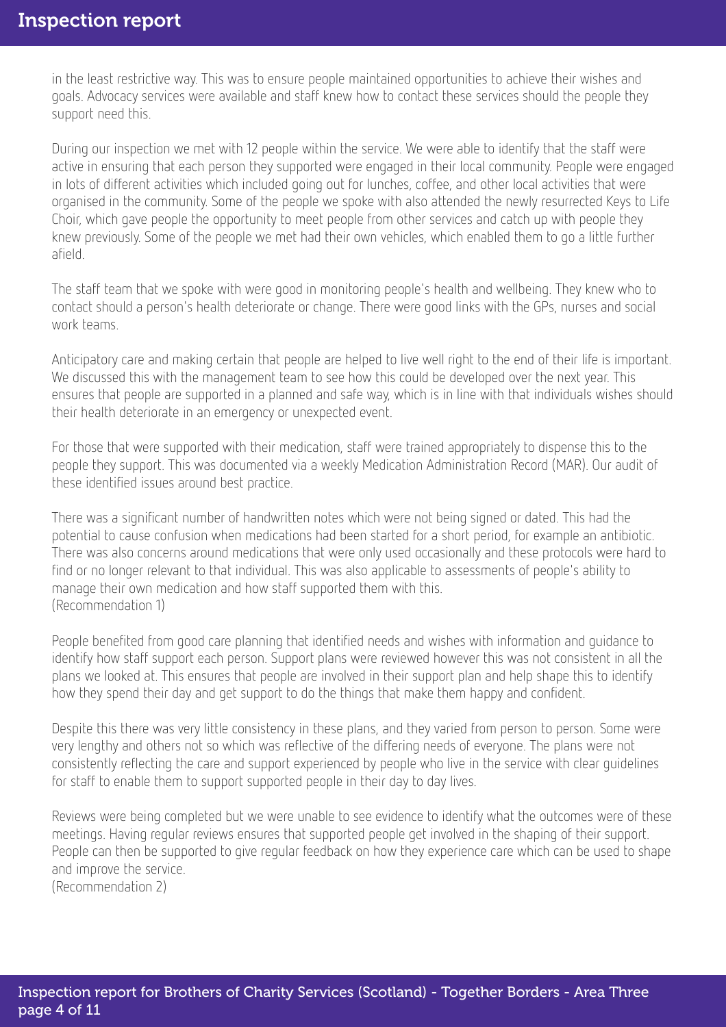in the least restrictive way. This was to ensure people maintained opportunities to achieve their wishes and goals. Advocacy services were available and staff knew how to contact these services should the people they support need this.

During our inspection we met with 12 people within the service. We were able to identify that the staff were active in ensuring that each person they supported were engaged in their local community. People were engaged in lots of different activities which included going out for lunches, coffee, and other local activities that were organised in the community. Some of the people we spoke with also attended the newly resurrected Keys to Life Choir, which gave people the opportunity to meet people from other services and catch up with people they knew previously. Some of the people we met had their own vehicles, which enabled them to go a little further afield.

The staff team that we spoke with were good in monitoring people's health and wellbeing. They knew who to contact should a person's health deteriorate or change. There were good links with the GPs, nurses and social work teams.

Anticipatory care and making certain that people are helped to live well right to the end of their life is important. We discussed this with the management team to see how this could be developed over the next year. This ensures that people are supported in a planned and safe way, which is in line with that individuals wishes should their health deteriorate in an emergency or unexpected event.

For those that were supported with their medication, staff were trained appropriately to dispense this to the people they support. This was documented via a weekly Medication Administration Record (MAR). Our audit of these identified issues around best practice.

There was a significant number of handwritten notes which were not being signed or dated. This had the potential to cause confusion when medications had been started for a short period, for example an antibiotic. There was also concerns around medications that were only used occasionally and these protocols were hard to find or no longer relevant to that individual. This was also applicable to assessments of people's ability to manage their own medication and how staff supported them with this.
(Recommendation 1)

People benefited from good care planning that identified needs and wishes with information and guidance to identify how staff support each person. Support plans were reviewed however this was not consistent in all the plans we looked at. This ensures that people are involved in their support plan and help shape this to identify how they spend their day and get support to do the things that make them happy and confident.

Despite this there was very little consistency in these plans, and they varied from person to person. Some were very lengthy and others not so which was reflective of the differing needs of everyone. The plans were not consistently reflecting the care and support experienced by people who live in the service with clear guidelines for staff to enable them to support supported people in their day to day lives.

Reviews were being completed but we were unable to see evidence to identify what the outcomes were of these meetings. Having regular reviews ensures that supported people get involved in the shaping of their support. People can then be supported to give regular feedback on how they experience care which can be used to shape and improve the service.
(Recommendation 2)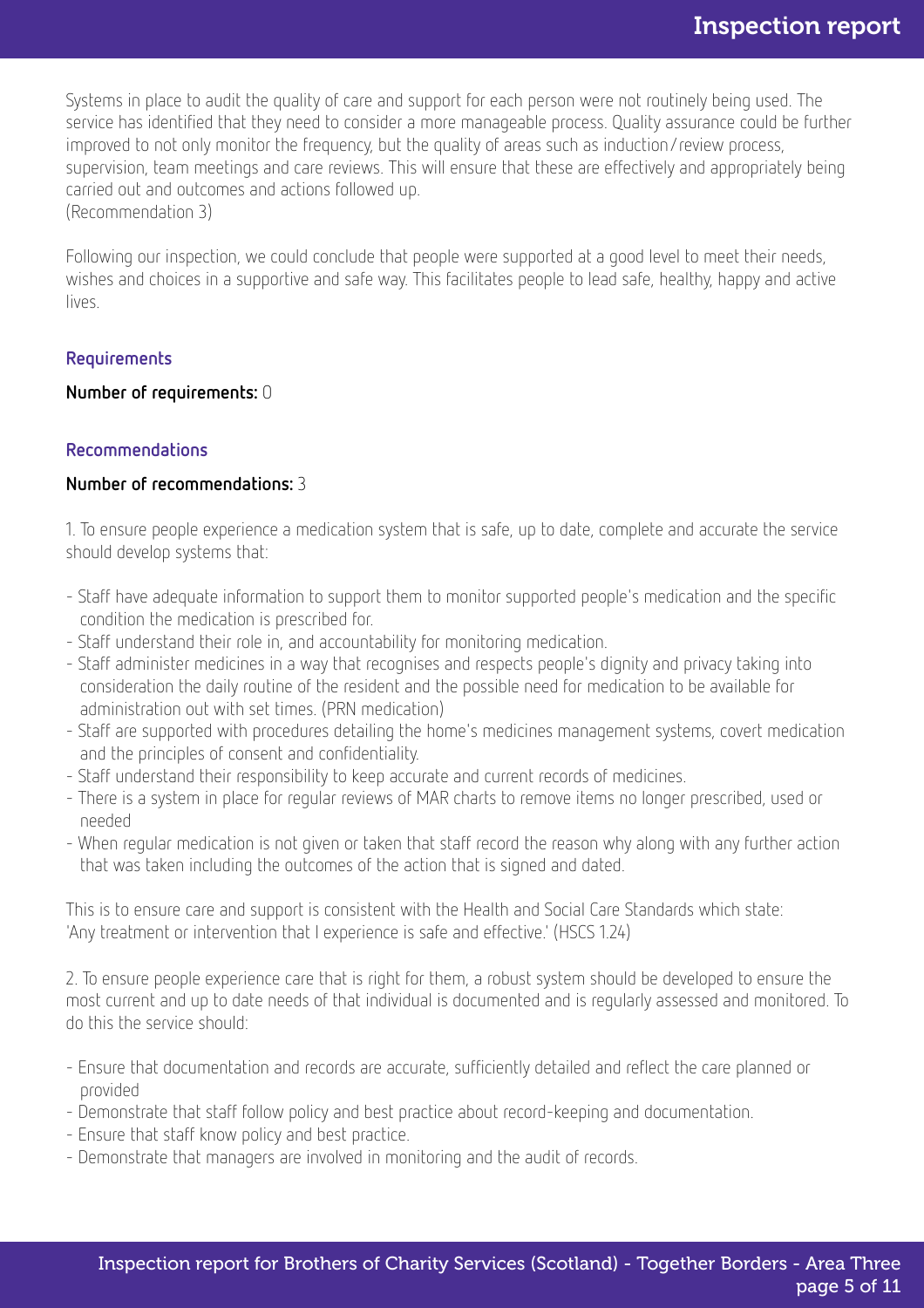Systems in place to audit the quality of care and support for each person were not routinely being used. The service has identified that they need to consider a more manageable process. Quality assurance could be further improved to not only monitor the frequency, but the quality of areas such as induction/review process, supervision, team meetings and care reviews. This will ensure that these are effectively and appropriately being carried out and outcomes and actions followed up.
(Recommendation 3)

Following our inspection, we could conclude that people were supported at a good level to meet their needs, wishes and choices in a supportive and safe way. This facilitates people to lead safe, healthy, happy and active lives.

### Requirements

**Number of requirements:** 0

### Recommendations

**Number of recommendations:** 3

1. To ensure people experience a medication system that is safe, up to date, complete and accurate the service should develop systems that:

- Staff have adequate information to support them to monitor supported people's medication and the specific condition the medication is prescribed for.
- Staff understand their role in, and accountability for monitoring medication.
- Staff administer medicines in a way that recognises and respects people's dignity and privacy taking into consideration the daily routine of the resident and the possible need for medication to be available for administration out with set times. (PRN medication)
- Staff are supported with procedures detailing the home's medicines management systems, covert medication and the principles of consent and confidentiality.
- Staff understand their responsibility to keep accurate and current records of medicines.
- There is a system in place for regular reviews of MAR charts to remove items no longer prescribed, used or needed
- When regular medication is not given or taken that staff record the reason why along with any further action that was taken including the outcomes of the action that is signed and dated.

This is to ensure care and support is consistent with the Health and Social Care Standards which state: 'Any treatment or intervention that I experience is safe and effective.' (HSCS 1.24)

2. To ensure people experience care that is right for them, a robust system should be developed to ensure the most current and up to date needs of that individual is documented and is regularly assessed and monitored. To do this the service should:

- Ensure that documentation and records are accurate, sufficiently detailed and reflect the care planned or provided
- Demonstrate that staff follow policy and best practice about record-keeping and documentation.
- Ensure that staff know policy and best practice.
- Demonstrate that managers are involved in monitoring and the audit of records.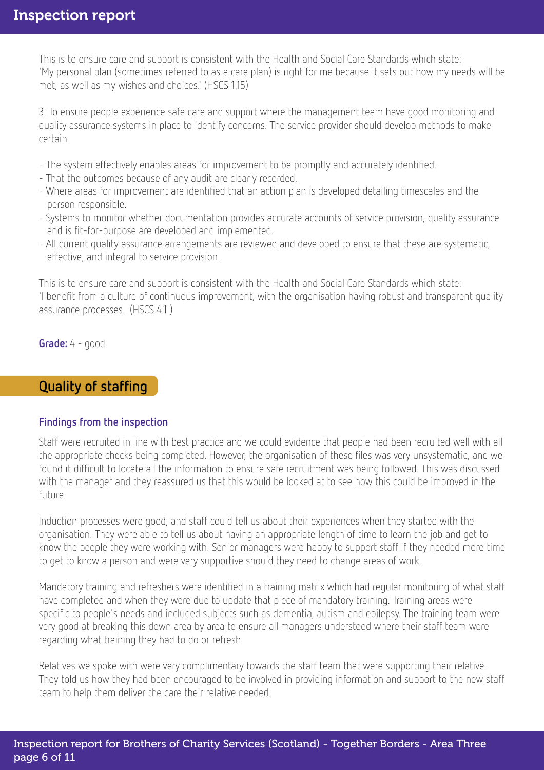This is to ensure care and support is consistent with the Health and Social Care Standards which state: 'My personal plan (sometimes referred to as a care plan) is right for me because it sets out how my needs will be met, as well as my wishes and choices.' (HSCS 1.15)

3. To ensure people experience safe care and support where the management team have good monitoring and quality assurance systems in place to identify concerns. The service provider should develop methods to make certain.

- The system effectively enables areas for improvement to be promptly and accurately identified.
- That the outcomes because of any audit are clearly recorded.
- Where areas for improvement are identified that an action plan is developed detailing timescales and the person responsible.
- Systems to monitor whether documentation provides accurate accounts of service provision, quality assurance and is fit-for-purpose are developed and implemented.
- All current quality assurance arrangements are reviewed and developed to ensure that these are systematic, effective, and integral to service provision.

This is to ensure care and support is consistent with the Health and Social Care Standards which state: 'I benefit from a culture of continuous improvement, with the organisation having robust and transparent quality assurance processes.. (HSCS 4.1 )

**Grade:** 4 - good

## Quality of staffing

### Findings from the inspection

Staff were recruited in line with best practice and we could evidence that people had been recruited well with all the appropriate checks being completed. However, the organisation of these files was very unsystematic, and we found it difficult to locate all the information to ensure safe recruitment was being followed. This was discussed with the manager and they reassured us that this would be looked at to see how this could be improved in the future.

Induction processes were good, and staff could tell us about their experiences when they started with the organisation. They were able to tell us about having an appropriate length of time to learn the job and get to know the people they were working with. Senior managers were happy to support staff if they needed more time to get to know a person and were very supportive should they need to change areas of work.

Mandatory training and refreshers were identified in a training matrix which had regular monitoring of what staff have completed and when they were due to update that piece of mandatory training. Training areas were specific to people's needs and included subjects such as dementia, autism and epilepsy. The training team were very good at breaking this down area by area to ensure all managers understood where their staff team were regarding what training they had to do or refresh.

Relatives we spoke with were very complimentary towards the staff team that were supporting their relative. They told us how they had been encouraged to be involved in providing information and support to the new staff team to help them deliver the care their relative needed.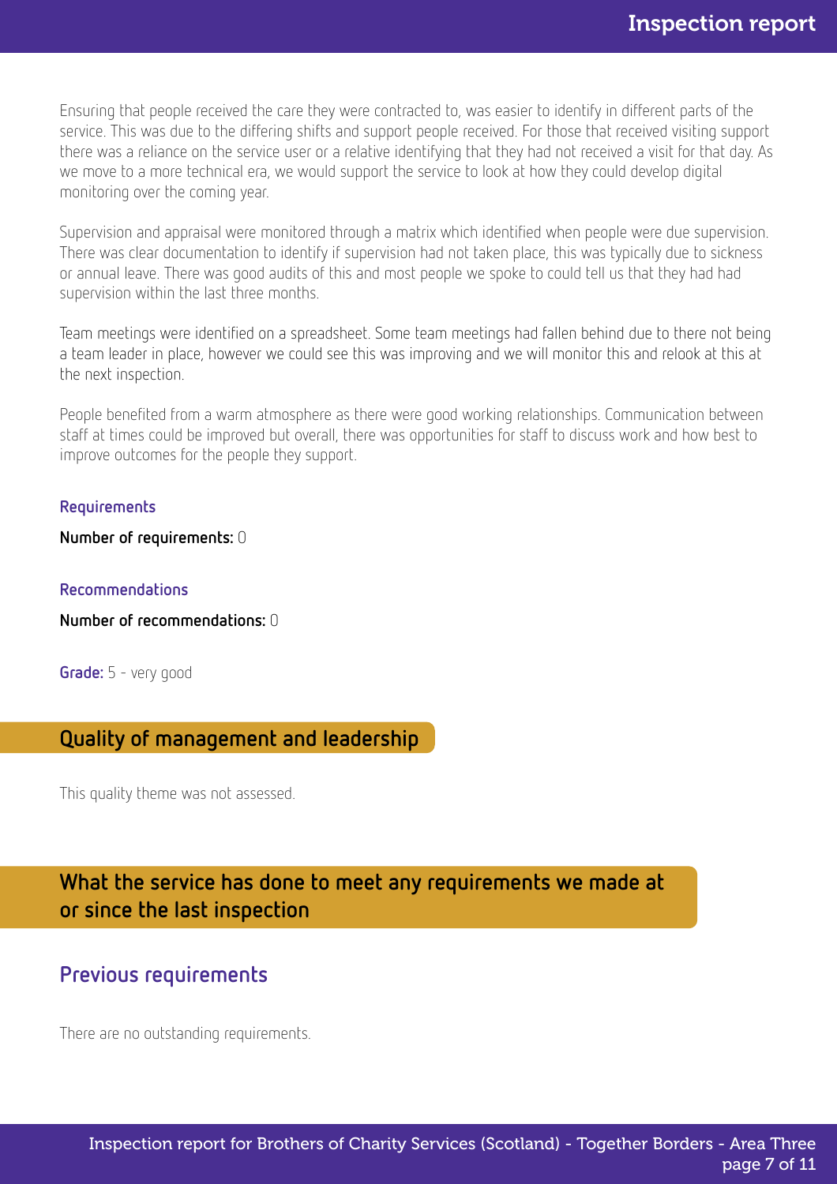Ensuring that people received the care they were contracted to, was easier to identify in different parts of the service. This was due to the differing shifts and support people received. For those that received visiting support there was a reliance on the service user or a relative identifying that they had not received a visit for that day. As we move to a more technical era, we would support the service to look at how they could develop digital monitoring over the coming year.

Supervision and appraisal were monitored through a matrix which identified when people were due supervision. There was clear documentation to identify if supervision had not taken place, this was typically due to sickness or annual leave. There was good audits of this and most people we spoke to could tell us that they had had supervision within the last three months.

Team meetings were identified on a spreadsheet. Some team meetings had fallen behind due to there not being a team leader in place, however we could see this was improving and we will monitor this and relook at this at the next inspection.

People benefited from a warm atmosphere as there were good working relationships. Communication between staff at times could be improved but overall, there was opportunities for staff to discuss work and how best to improve outcomes for the people they support.

### Requirements

**Number of requirements:** 0

### Recommendations

**Number of recommendations:** 0

**Grade:** 5 - very good

## Quality of management and leadership

This quality theme was not assessed.

## What the service has done to meet any requirements we made at or since the last inspection

### Previous requirements

There are no outstanding requirements.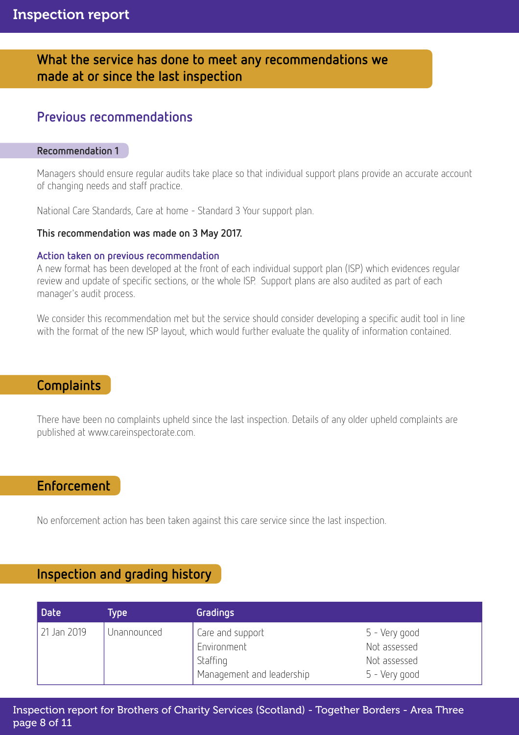## What the service has done to meet any recommendations we made at or since the last inspection

### Previous recommendations

#### Recommendation 1

Managers should ensure regular audits take place so that individual support plans provide an accurate account of changing needs and staff practice.

National Care Standards, Care at home - Standard 3 Your support plan.

**This recommendation was made on 3 May 2017.**

**Action taken on previous recommendation**

A new format has been developed at the front of each individual support plan (ISP) which evidences regular review and update of specific sections, or the whole ISP. Support plans are also audited as part of each manager's audit process.

We consider this recommendation met but the service should consider developing a specific audit tool in line with the format of the new ISP layout, which would further evaluate the quality of information contained.

## Complaints

There have been no complaints upheld since the last inspection. Details of any older upheld complaints are published at www.careinspectorate.com.

## Enforcement

No enforcement action has been taken against this care service since the last inspection.

## Inspection and grading history

| Date | Type | Gradings | |
|---|---|---|---|
| 21 Jan 2019 | Unannounced | Care and support | 5 - Very good |
| | | Environment | Not assessed |
| | | Staffing | Not assessed |
| | | Management and leadership | 5 - Very good |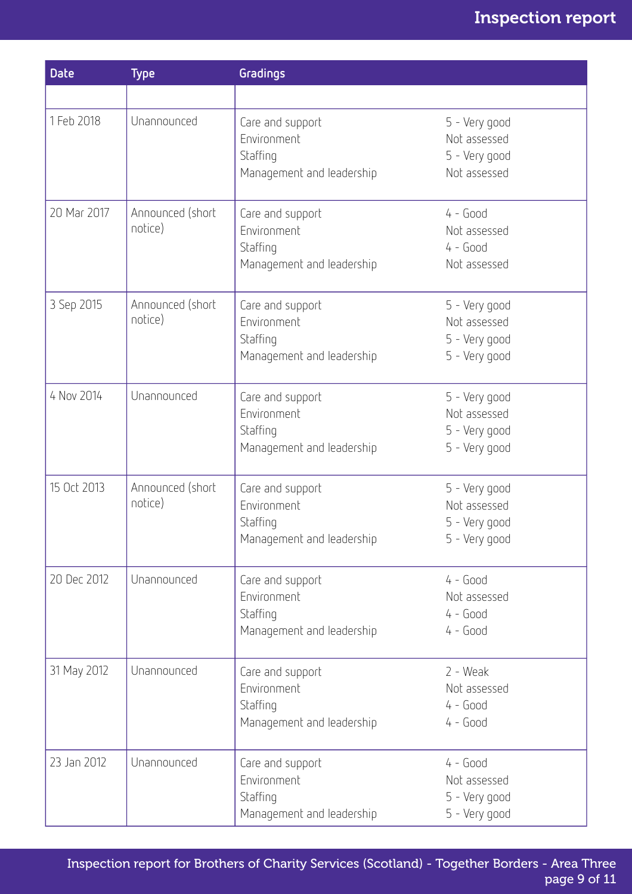| Date | Type | Gradings | |
|---|---|---|---|
| | | | |
| 1 Feb 2018 | Unannounced | Care and support<br>Environment<br>Staffing<br>Management and leadership | 5 - Very good<br>Not assessed<br>5 - Very good<br>Not assessed |
| 20 Mar 2017 | Announced (short notice) | Care and support<br>Environment<br>Staffing<br>Management and leadership | 4 - Good<br>Not assessed<br>4 - Good<br>Not assessed |
| 3 Sep 2015 | Announced (short notice) | Care and support<br>Environment<br>Staffing<br>Management and leadership | 5 - Very good<br>Not assessed<br>5 - Very good<br>5 - Very good |
| 4 Nov 2014 | Unannounced | Care and support<br>Environment<br>Staffing<br>Management and leadership | 5 - Very good<br>Not assessed<br>5 - Very good<br>5 - Very good |
| 15 Oct 2013 | Announced (short notice) | Care and support<br>Environment<br>Staffing<br>Management and leadership | 5 - Very good<br>Not assessed<br>5 - Very good<br>5 - Very good |
| 20 Dec 2012 | Unannounced | Care and support<br>Environment<br>Staffing<br>Management and leadership | 4 - Good<br>Not assessed<br>4 - Good<br>4 - Good |
| 31 May 2012 | Unannounced | Care and support<br>Environment<br>Staffing<br>Management and leadership | 2 - Weak<br>Not assessed<br>4 - Good<br>4 - Good |
| 23 Jan 2012 | Unannounced | Care and support<br>Environment<br>Staffing<br>Management and leadership | 4 - Good<br>Not assessed<br>5 - Very good<br>5 - Very good |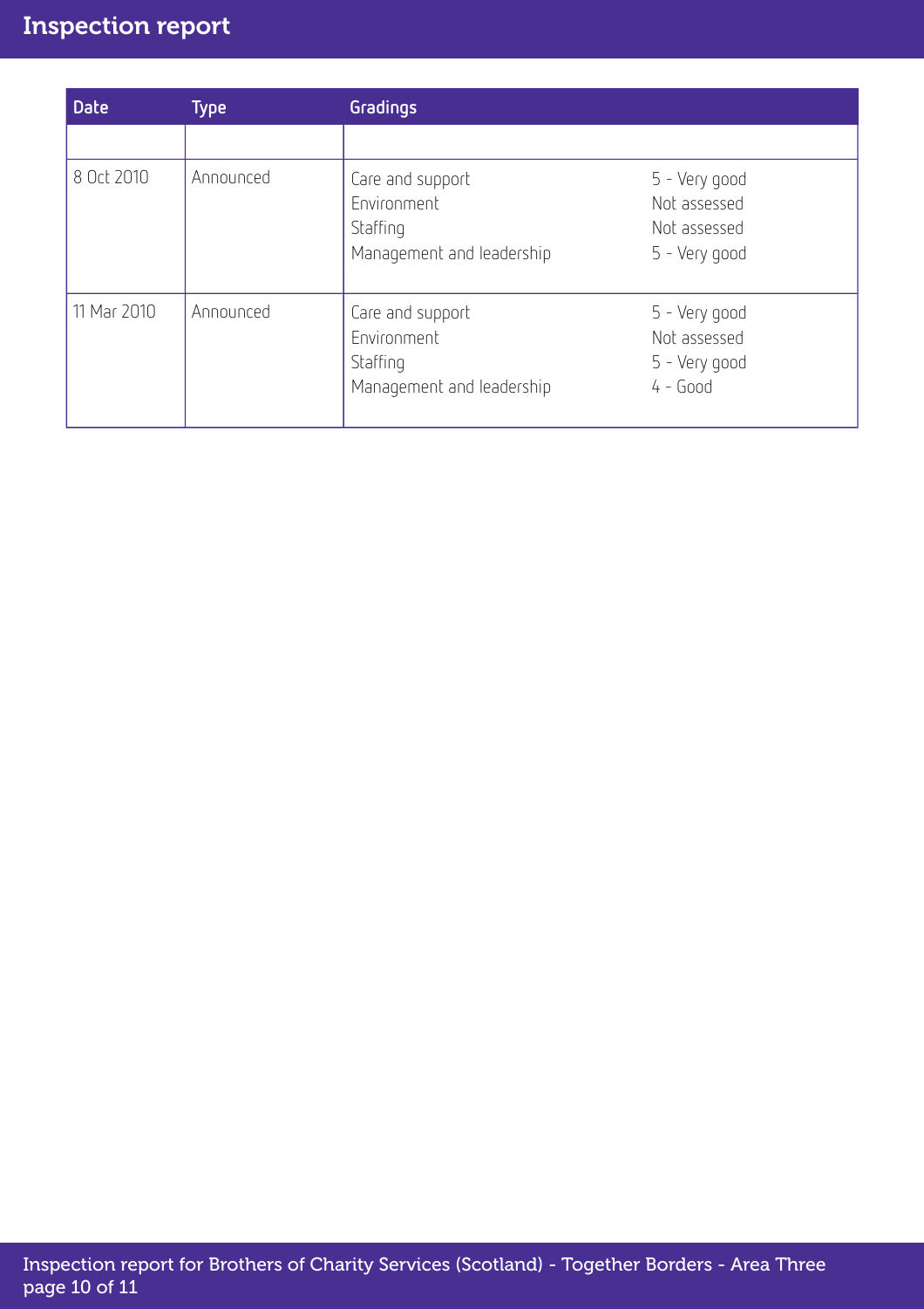| Date | Type | Gradings | |
|---|---|---|---|
| | | | |
| 8 Oct 2010 | Announced | Care and support<br>Environment<br>Staffing<br>Management and leadership | 5 - Very good<br>Not assessed<br>Not assessed<br>5 - Very good |
| 11 Mar 2010 | Announced | Care and support<br>Environment<br>Staffing<br>Management and leadership | 5 - Very good<br>Not assessed<br>5 - Very good<br>4 - Good |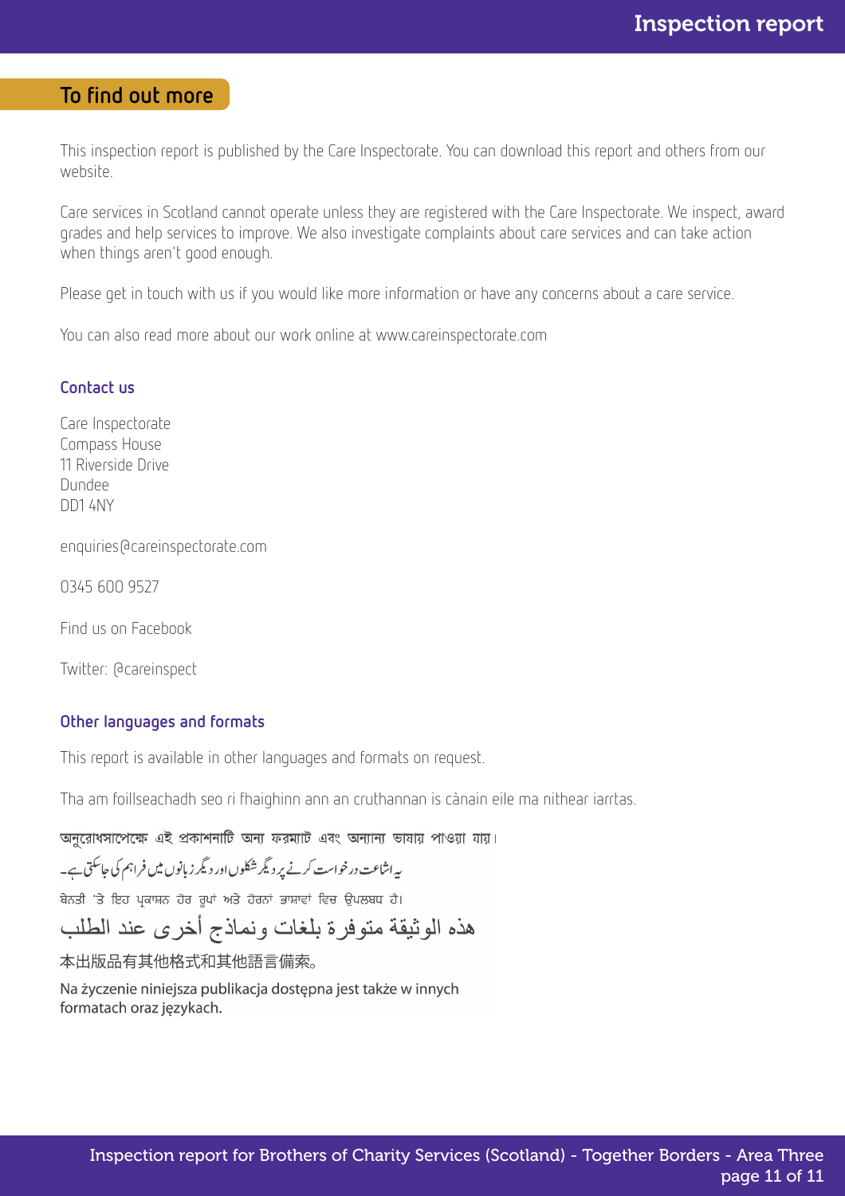## To find out more

This inspection report is published by the Care Inspectorate. You can download this report and others from our website.

Care services in Scotland cannot operate unless they are registered with the Care Inspectorate. We inspect, award grades and help services to improve. We also investigate complaints about care services and can take action when things aren't good enough.

Please get in touch with us if you would like more information or have any concerns about a care service.

You can also read more about our work online at www.careinspectorate.com

### Contact us

Care Inspectorate
Compass House
11 Riverside Drive
Dundee
DD1 4NY

enquiries@careinspectorate.com

0345 600 9527

Find us on Facebook

Twitter: @careinspect

### Other languages and formats

This report is available in other languages and formats on request.

Tha am foillseachadh seo ri fhaighinn ann an cruthannan is cànain eile ma nithear iarrtas.

অনুরোধসাপেক্ষে এই প্রকাশনাটি অন্য ফরম্যাট এবং অন্যান্য ভাষায় পাওয়া যায়।

یہ اشاعت درخواست کرنے پر دیگر شکلوں اور دیگر زبانوں میں فراہم کی جاسکتی ہے۔

ਬੇਨਤੀ 'ਤੇ ਇਹ ਪ੍ਰਕਾਸ਼ਨ ਹੋਰ ਰੂਪਾਂ ਅਤੇ ਹੋਰਨਾਂ ਭਾਸ਼ਾਵਾਂ ਵਿਚ ਉਪਲਬਧ ਹੈ।

هذه الوثيقة متوفرة بلغات ونماذج أخرى عند الطلب

本出版品有其他格式和其他語言備索。

Na życzenie niniejsza publikacja dostępna jest także w innych formatach oraz językach.